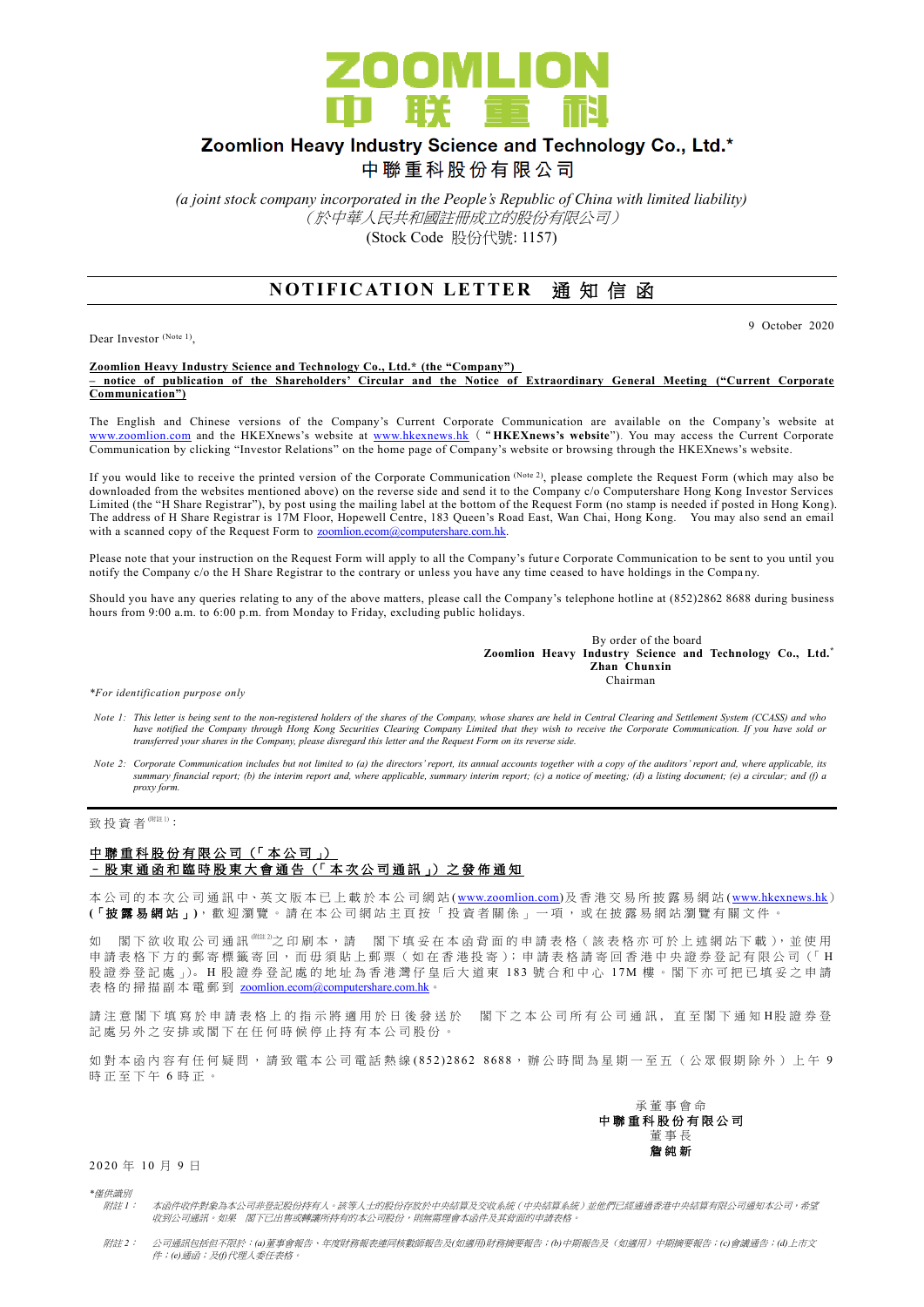# ZOOMLION 中联重科

## Zoomlion Heavy Industry Science and Technology Co., Ltd.*
## 中聯重科股份有限公司

*(a joint stock company incorporated in the People's Republic of China with limited liability)*
*（於中華人民共和國註冊成立的股份有限公司）*
(Stock Code 股份代號: 1157)

## NOTIFICATION LETTER 通知信函

9 October 2020

Dear Investor [Note 1],

**Zoomlion Heavy Industry Science and Technology Co., Ltd.* (the "Company")**
**– notice of publication of the Shareholders' Circular and the Notice of Extraordinary General Meeting ("Current Corporate Communication")**

The English and Chinese versions of the Company's Current Corporate Communication are available on the Company's website at www.zoomlion.com and the HKEXnews's website at www.hkexnews.hk ("**HKEXnews's website**"). You may access the Current Corporate Communication by clicking "Investor Relations" on the home page of Company's website or browsing through the HKEXnews's website.

If you would like to receive the printed version of the Corporate Communication [Note 2], please complete the Request Form (which may also be downloaded from the websites mentioned above) on the reverse side and send it to the Company c/o Computershare Hong Kong Investor Services Limited (the "H Share Registrar"), by post using the mailing label at the bottom of the Request Form (no stamp is needed if posted in Hong Kong). The address of H Share Registrar is 17M Floor, Hopewell Centre, 183 Queen's Road East, Wan Chai, Hong Kong. You may also send an email with a scanned copy of the Request Form to zoomlion.ecom@computershare.com.hk.

Please note that your instruction on the Request Form will apply to all the Company's future Corporate Communication to be sent to you until you notify the Company c/o the H Share Registrar to the contrary or unless you have any time ceased to have holdings in the Company.

Should you have any queries relating to any of the above matters, please call the Company's telephone hotline at (852)2862 8688 during business hours from 9:00 a.m. to 6:00 p.m. from Monday to Friday, excluding public holidays.

By order of the board
**Zoomlion Heavy Industry Science and Technology Co., Ltd.***
**Zhan Chunxin**
Chairman

*\*For identification purpose only*

*Note 1: This letter is being sent to the non-registered holders of the shares of the Company, whose shares are held in Central Clearing and Settlement System (CCASS) and who have notified the Company through Hong Kong Securities Clearing Company Limited that they wish to receive the Corporate Communication. If you have sold or transferred your shares in the Company, please disregard this letter and the Request Form on its reverse side.*

*Note 2: Corporate Communication includes but not limited to (a) the directors' report, its annual accounts together with a copy of the auditors' report and, where applicable, its summary financial report; (b) the interim report and, where applicable, summary interim report; (c) a notice of meeting; (d) a listing document; (e) a circular; and (f) a proxy form.*

---

致投資者 [附註1]：

**中聯重科股份有限公司（「本公司」）**
**－股東通函和臨時股東大會通告（「本次公司通訊」）之發佈通知**

本公司的本次公司通訊中、英文版本已上載於本公司網站(www.zoomlion.com)及香港交易所披露易網站(www.hkexnews.hk)(**「披露易網站」**)，歡迎瀏覽。請在本公司網站主頁按「投資者關係」一項，或在披露易網站瀏覽有關文件。

如 閣下欲收取公司通訊 [附註2] 之印刷本，請 閣下填妥在本函背面的申請表格（該表格亦可於上述網站下載），並使用申請表格下方的郵寄標籤寄回，而毋須貼上郵票（如在香港投寄）；申請表格請寄回香港中央證券登記有限公司（「H股證券登記處」）。H股證券登記處的地址為香港灣仔皇后大道東183號合和中心17M樓。閣下亦可把已填妥之申請表格的掃描副本電郵到 zoomlion.ecom@computershare.com.hk。

請注意閣下填寫於申請表格上的指示將適用於日後發送於 閣下之本公司所有公司通訊，直至閣下通知H股證券登記處另外之安排或閣下在任何時候停止持有本公司股份。

如對本函內容有任何疑問，請致電本公司電話熱線(852)2862 8688，辦公時間為星期一至五（公眾假期除外）上午9時正至下午6時正。

承董事會命
**中聯重科股份有限公司**
董事長
**詹純新**

2020年10月9日

*\*僅供識別*

*附註1： 本函件收件對象為本公司非登記股份持有人。該等人士的股份存放於中央結算及交收系統（中央結算系統）並他們已經通過香港中央結算有限公司通知本公司，希望收到公司通訊。如果 閣下已出售或轉讓所持有的本公司股份，則無需理會本函件及其背面的申請表格。*

*附註2： 公司通訊包括但不限於：(a)董事會報告、年度財務報表連同核數師報告及(如適用)財務摘要報告；(b)中期報告及（如適用）中期摘要報告；(c)會議通告；(d)上市文件；(e)通函；及(f)代理人委任表格。*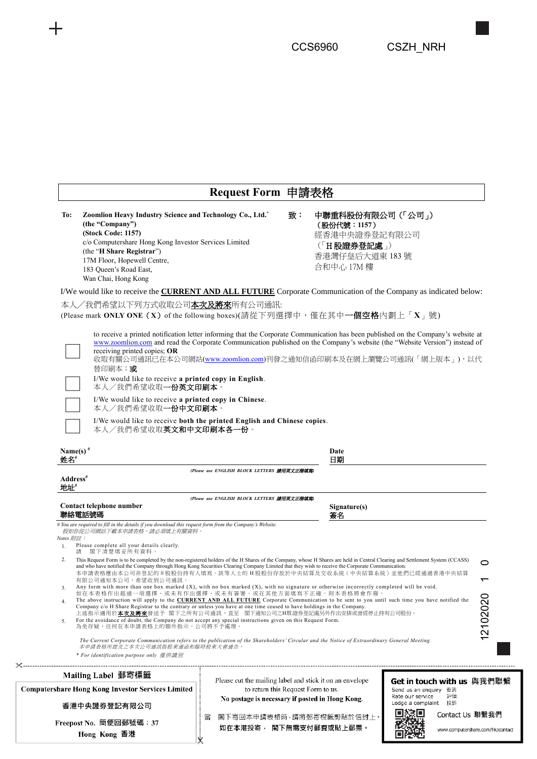CCS6960 CSZH_NRH

# Request Form 申請表格

**To:** **Zoomlion Heavy Industry Science and Technology Co., Ltd.*** **(the "Company")** **(Stock Code: 1157)**
c/o Computershare Hong Kong Investor Services Limited
(the "**H Share Registrar**")
17M Floor, Hopewell Centre,
183 Queen's Road East,
Wan Chai, Hong Kong

**致：** **中聯重科股份有限公司（「公司」）** **（股份代號：1157）**
經香港中央證券登記有限公司
（「**H股證券登記處**」）
香港灣仔皇后大道東183號
合和中心17M樓

I/We would like to receive the **CURRENT AND ALL FUTURE** Corporate Communication of the Company as indicated below:
本人／我們希望以下列方式收取公司**本次及將來**所有公司通訊:
(Please mark **ONLY ONE**（**X**）of the following boxes)(請從下列選擇中，僅在其中**一個空格**內劃上「**X**」號)

☐ to receive a printed notification letter informing that the Corporate Communication has been published on the Company's website at www.zoomlion.com and read the Corporate Communication published on the Company's website (the "Website Version") instead of receiving printed copies; **OR**
收取有關公司通訊已在本公司網站(www.zoomlion.com)刊發之通知信函印刷本及在網上瀏覽公司通訊(「網上版本」)，以代替印刷本；**或**

☐ I/We would like to receive **a printed copy in English**.
本人／我們希望收取**一份英文印刷本**。

☐ I/We would like to receive **a printed copy in Chinese**.
本人／我們希望收取**一份中文印刷本**。

☐ I/We would like to receive **both the printed English and Chinese copies**.
本人／我們希望收取**英文和中文印刷本各一份**。

**Name(s)** # 姓名# ______________________ **Date** 日期 ______________________

*(Please use ENGLISH BLOCK LETTERS 請用英文正楷填寫)*

**Address**# 地址# ______________________

*(Please use ENGLISH BLOCK LETTERS 請用英文正楷填寫)*

**Contact telephone number** 聯絡電話號碼 ______________________ **Signature(s)** 簽名 ______________________

*# You are required to fill in the details if you download this request form from the Company's Website.*
*假如你從公司網站下載本申請表格，請必須填上有關資料。*

*Notes 附註：*

1. Please complete all your details clearly.
   請 閣下清楚填妥所有資料。
2. This Request Form is to be completed by the non-registered holders of the H Shares of the Company, whose H Shares are held in Central Clearing and Settlement System (CCASS) and who have notified the Company through Hong Kong Securities Clearing Company Limited that they wish to receive the Corporate Communication.
   本申請表格應由本公司非登記的H股股份持有人填寫。該等人士的H股股份存放於中央結算及交收系統（中央結算系統）並他們已經通過香港中央結算有限公司通知本公司，希望收到公司通訊。
3. Any form with more than one box marked (X), with no box marked (X), with no signature or otherwise incorrectly completed will be void.
   如在本表格作出超過一項選擇、或未有作出選擇、或未有簽署、或在其他方面填寫不正確，則本表格將會作廢。
4. The above instruction will apply to the **CURRENT AND ALL FUTURE** Corporate Communication to be sent to you until such time you have notified the Company c/o H Share Registrar to the contrary or unless you have at one time ceased to have holdings in the Company.
   上述指示適用於**本次及將來**發送予 閣下之所有公司通訊，直至 閣下通知公司之H股證券登記處另外作出安排或曾經停止持有公司股份。
5. For the avoidance of doubt, the Company do not accept any special instructions given on this Request Form.
   為免存疑，任何在本申請表格上的額外指示，公司將不予處理。

*The Current Corporate Communication refers to the publication of the Shareholders' Circular and the Notice of Extraordinary General Meeting.*
*本申請表格所提及之本次公司通訊指股東通函和臨時股東大會通告。*

** For identification purpose only 僅供識別*

12102020 1 0

---

**Mailing Label 郵寄標籤**

**Computershare Hong Kong Investor Services Limited**
**香港中央證券登記有限公司**
**Freepost No. 簡便回郵號碼：37**
**Hong Kong 香港**

Please cut the mailing label and stick it on an envelope to return this Request Form to us.
**No postage is necessary if posted in Hong Kong.**
當 閣下寄回本申請表格時，請將郵寄標籤剪貼於信封上。
**如在本港投寄， 閣下無需支付郵費或貼上郵票。**

**Get in touch with us 與我們聯繫**
Send us an enquiry 查詢
Rate our service 評價
Lodge a complaint 投訴
Contact Us 聯繫我們
www.computershare.com/hk/contact